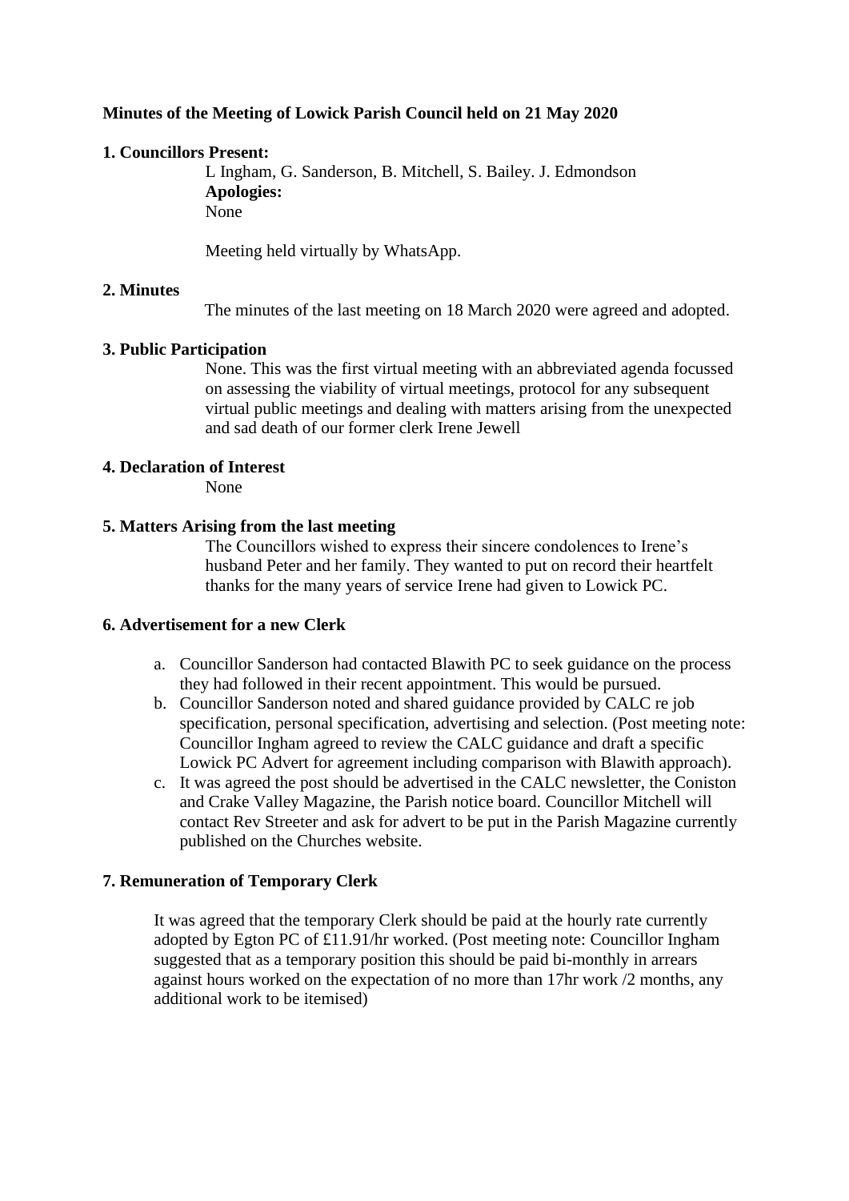**Minutes of the Meeting of Lowick Parish Council held on 21 May 2020**

**1. Councillors Present:**

L Ingham, G. Sanderson, B. Mitchell, S. Bailey. J. Edmondson

**Apologies:**

None

Meeting held virtually by WhatsApp.

**2. Minutes**

The minutes of the last meeting on 18 March 2020 were agreed and adopted.

**3. Public Participation**

None. This was the first virtual meeting with an abbreviated agenda focussed on assessing the viability of virtual meetings, protocol for any subsequent virtual public meetings and dealing with matters arising from the unexpected and sad death of our former clerk Irene Jewell

**4. Declaration of Interest**

None

**5. Matters Arising from the last meeting**

The Councillors wished to express their sincere condolences to Irene's husband Peter and her family. They wanted to put on record their heartfelt thanks for the many years of service Irene had given to Lowick PC.

**6. Advertisement for a new Clerk**

a. Councillor Sanderson had contacted Blawith PC to seek guidance on the process they had followed in their recent appointment. This would be pursued.
b. Councillor Sanderson noted and shared guidance provided by CALC re job specification, personal specification, advertising and selection. (Post meeting note: Councillor Ingham agreed to review the CALC guidance and draft a specific Lowick PC Advert for agreement including comparison with Blawith approach).
c. It was agreed the post should be advertised in the CALC newsletter, the Coniston and Crake Valley Magazine, the Parish notice board. Councillor Mitchell will contact Rev Streeter and ask for advert to be put in the Parish Magazine currently published on the Churches website.

**7. Remuneration of Temporary Clerk**

It was agreed that the temporary Clerk should be paid at the hourly rate currently adopted by Egton PC of £11.91/hr worked. (Post meeting note: Councillor Ingham suggested that as a temporary position this should be paid bi-monthly in arrears against hours worked on the expectation of no more than 17hr work /2 months, any additional work to be itemised)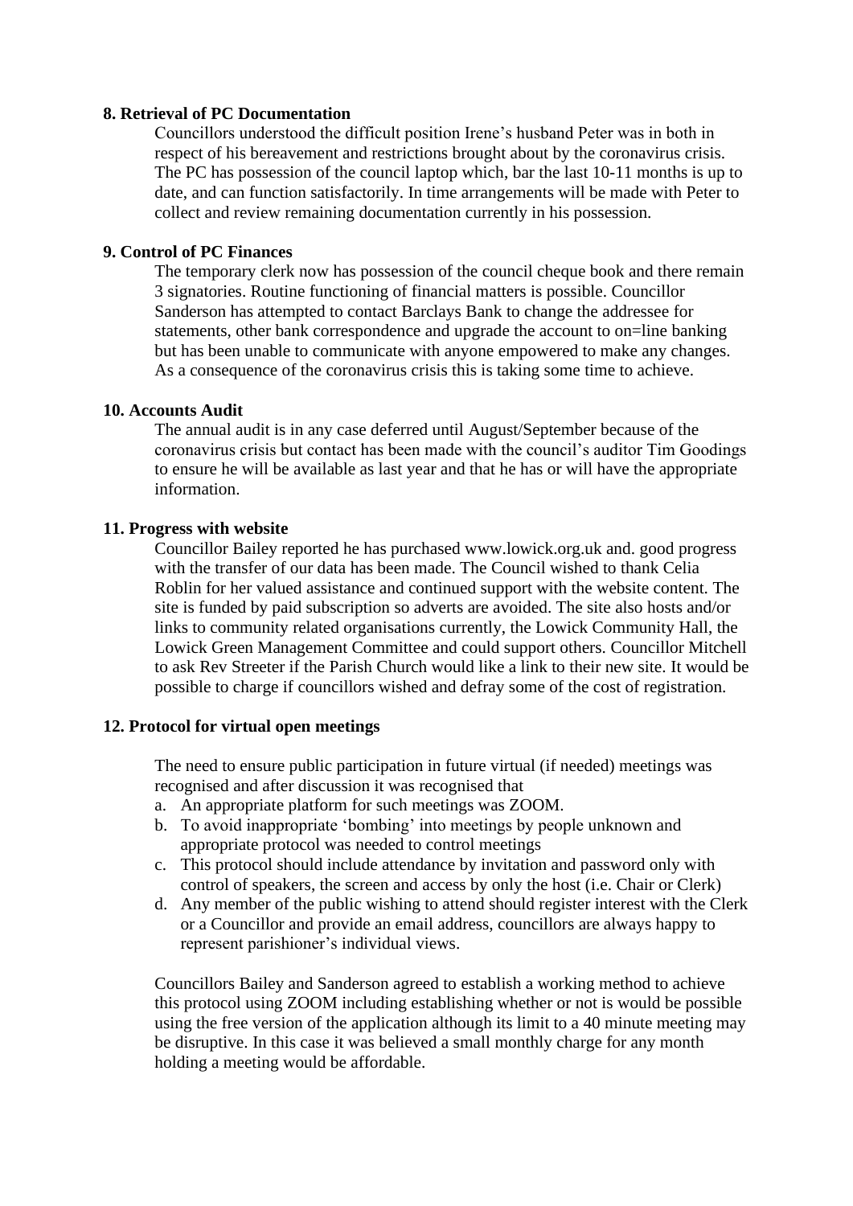**8. Retrieval of PC Documentation**

Councillors understood the difficult position Irene's husband Peter was in both in respect of his bereavement and restrictions brought about by the coronavirus crisis. The PC has possession of the council laptop which, bar the last 10-11 months is up to date, and can function satisfactorily. In time arrangements will be made with Peter to collect and review remaining documentation currently in his possession.

**9. Control of PC Finances**

The temporary clerk now has possession of the council cheque book and there remain 3 signatories. Routine functioning of financial matters is possible. Councillor Sanderson has attempted to contact Barclays Bank to change the addressee for statements, other bank correspondence and upgrade the account to on=line banking but has been unable to communicate with anyone empowered to make any changes. As a consequence of the coronavirus crisis this is taking some time to achieve.

**10. Accounts Audit**

The annual audit is in any case deferred until August/September because of the coronavirus crisis but contact has been made with the council's auditor Tim Goodings to ensure he will be available as last year and that he has or will have the appropriate information.

**11. Progress with website**

Councillor Bailey reported he has purchased www.lowick.org.uk and. good progress with the transfer of our data has been made. The Council wished to thank Celia Roblin for her valued assistance and continued support with the website content. The site is funded by paid subscription so adverts are avoided. The site also hosts and/or links to community related organisations currently, the Lowick Community Hall, the Lowick Green Management Committee and could support others. Councillor Mitchell to ask Rev Streeter if the Parish Church would like a link to their new site. It would be possible to charge if councillors wished and defray some of the cost of registration.

**12. Protocol for virtual open meetings**

The need to ensure public participation in future virtual (if needed) meetings was recognised and after discussion it was recognised that

a. An appropriate platform for such meetings was ZOOM.
b. To avoid inappropriate 'bombing' into meetings by people unknown and appropriate protocol was needed to control meetings
c. This protocol should include attendance by invitation and password only with control of speakers, the screen and access by only the host (i.e. Chair or Clerk)
d. Any member of the public wishing to attend should register interest with the Clerk or a Councillor and provide an email address, councillors are always happy to represent parishioner's individual views.

Councillors Bailey and Sanderson agreed to establish a working method to achieve this protocol using ZOOM including establishing whether or not is would be possible using the free version of the application although its limit to a 40 minute meeting may be disruptive. In this case it was believed a small monthly charge for any month holding a meeting would be affordable.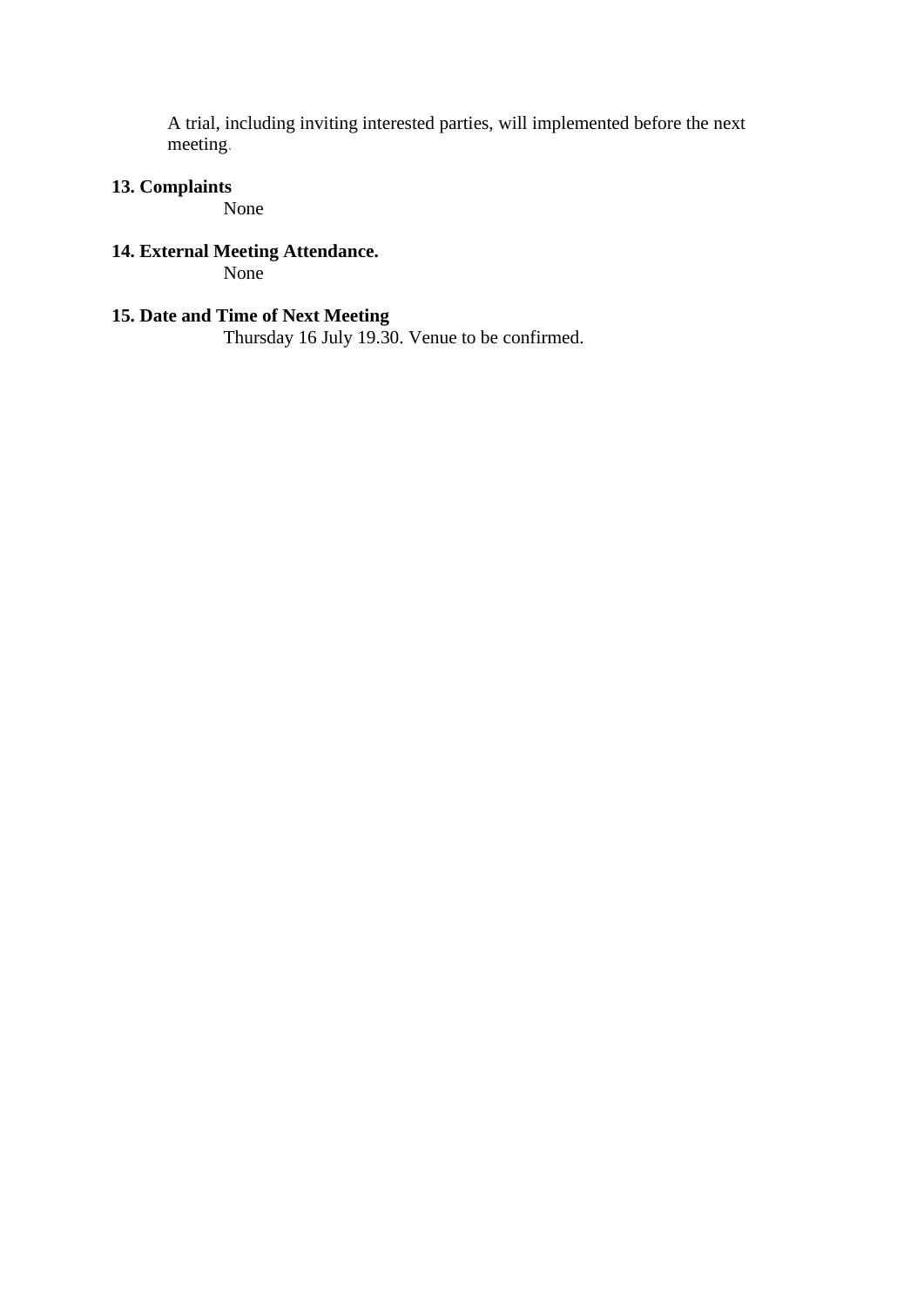A trial, including inviting interested parties, will implemented before the next meeting.

**13. Complaints**

None

**14. External Meeting Attendance.**

None

**15. Date and Time of Next Meeting**

Thursday 16 July 19.30. Venue to be confirmed.